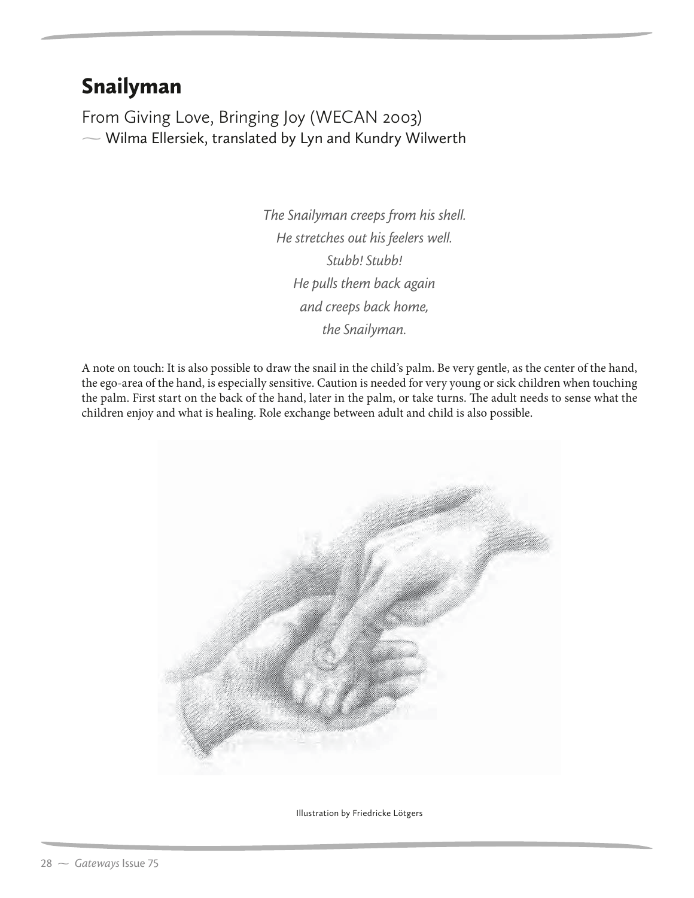# Snailyman

From Giving Love, Bringing Joy (WECAN 2003)

— Wilma Ellersiek, translated by Lyn and Kundry Wilwerth

*The Snailyman creeps from his shell.*
*He stretches out his feelers well.*
*Stubb! Stubb!*
*He pulls them back again*
*and creeps back home,*
*the Snailyman.*

A note on touch: It is also possible to draw the snail in the child's palm. Be very gentle, as the center of the hand, the ego-area of the hand, is especially sensitive. Caution is needed for very young or sick children when touching the palm. First start on the back of the hand, later in the palm, or take turns. The adult needs to sense what the children enjoy and what is healing. Role exchange between adult and child is also possible.

Illustration by Friedricke Lötgers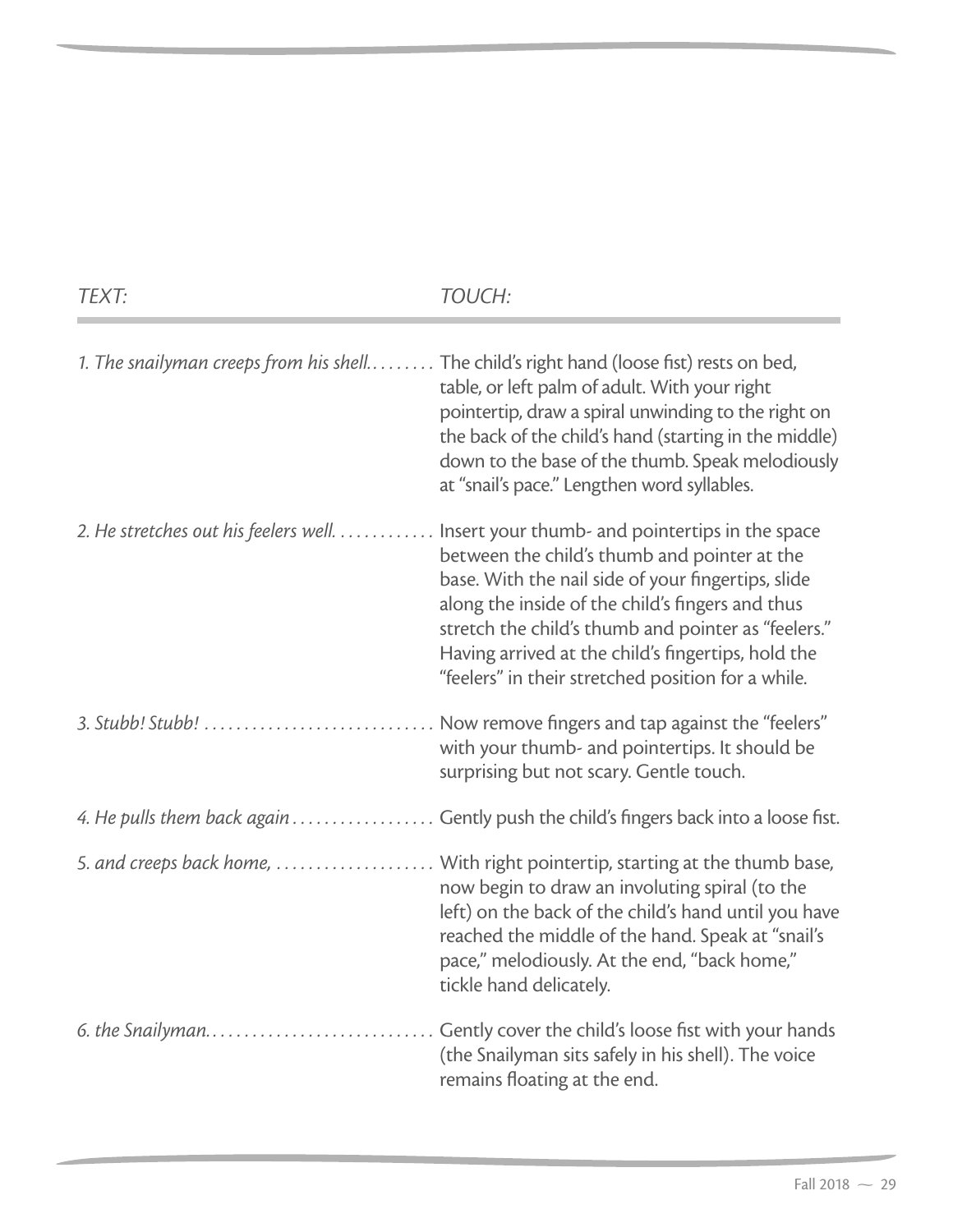| *TEXT:* | *TOUCH:* |
| --- | --- |
| *1. The snailyman creeps from his shell.* | The child's right hand (loose fist) rests on bed, table, or left palm of adult. With your right pointertip, draw a spiral unwinding to the right on the back of the child's hand (starting in the middle) down to the base of the thumb. Speak melodiously at "snail's pace." Lengthen word syllables. |
| *2. He stretches out his feelers well.* | Insert your thumb- and pointertips in the space between the child's thumb and pointer at the base. With the nail side of your fingertips, slide along the inside of the child's fingers and thus stretch the child's thumb and pointer as "feelers." Having arrived at the child's fingertips, hold the "feelers" in their stretched position for a while. |
| *3. Stubb! Stubb!* | Now remove fingers and tap against the "feelers" with your thumb- and pointertips. It should be surprising but not scary. Gentle touch. |
| *4. He pulls them back again* | Gently push the child's fingers back into a loose fist. |
| *5. and creeps back home,* | With right pointertip, starting at the thumb base, now begin to draw an involuting spiral (to the left) on the back of the child's hand until you have reached the middle of the hand. Speak at "snail's pace," melodiously. At the end, "back home," tickle hand delicately. |
| *6. the Snailyman.* | Gently cover the child's loose fist with your hands (the Snailyman sits safely in his shell). The voice remains floating at the end. |